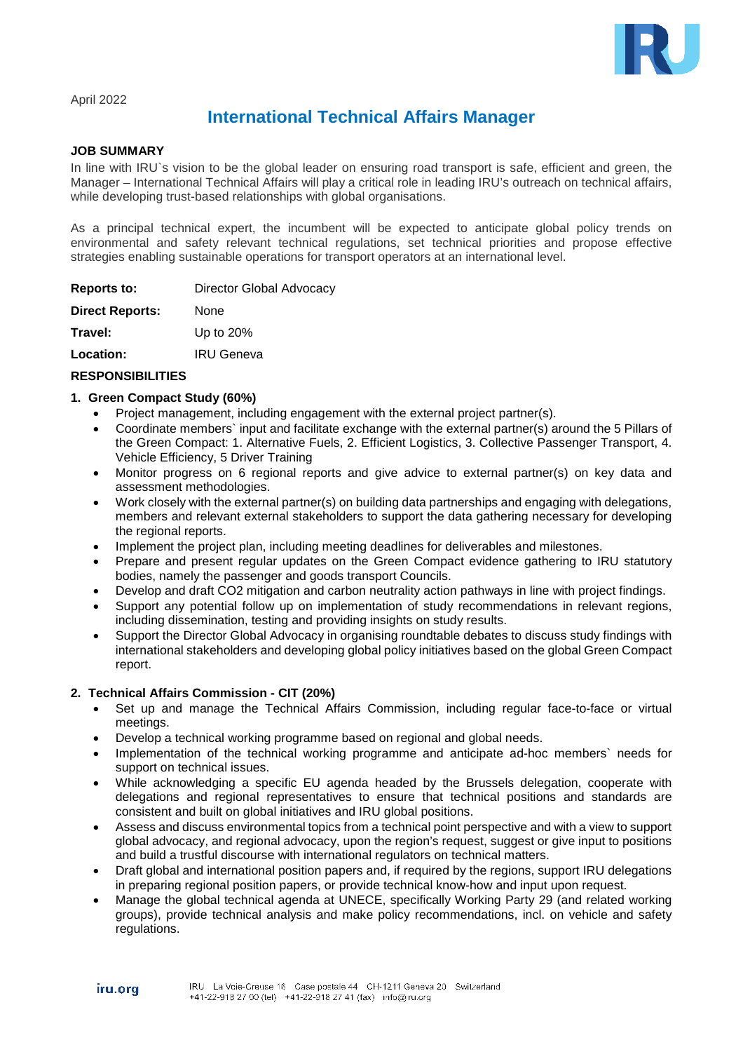April 2022

# International Technical Affairs Manager

**JOB SUMMARY**

In line with IRU`s vision to be the global leader on ensuring road transport is safe, efficient and green, the Manager – International Technical Affairs will play a critical role in leading IRU's outreach on technical affairs, while developing trust-based relationships with global organisations.

As a principal technical expert, the incumbent will be expected to anticipate global policy trends on environmental and safety relevant technical regulations, set technical priorities and propose effective strategies enabling sustainable operations for transport operators at an international level.

**Reports to:** Director Global Advocacy

**Direct Reports:** None

**Travel:** Up to 20%

**Location:** IRU Geneva

**RESPONSIBILITIES**

**1. Green Compact Study (60%)**

- Project management, including engagement with the external project partner(s).
- Coordinate members` input and facilitate exchange with the external partner(s) around the 5 Pillars of the Green Compact: 1. Alternative Fuels, 2. Efficient Logistics, 3. Collective Passenger Transport, 4. Vehicle Efficiency, 5 Driver Training
- Monitor progress on 6 regional reports and give advice to external partner(s) on key data and assessment methodologies.
- Work closely with the external partner(s) on building data partnerships and engaging with delegations, members and relevant external stakeholders to support the data gathering necessary for developing the regional reports.
- Implement the project plan, including meeting deadlines for deliverables and milestones.
- Prepare and present regular updates on the Green Compact evidence gathering to IRU statutory bodies, namely the passenger and goods transport Councils.
- Develop and draft CO2 mitigation and carbon neutrality action pathways in line with project findings.
- Support any potential follow up on implementation of study recommendations in relevant regions, including dissemination, testing and providing insights on study results.
- Support the Director Global Advocacy in organising roundtable debates to discuss study findings with international stakeholders and developing global policy initiatives based on the global Green Compact report.

**2. Technical Affairs Commission - CIT (20%)**

- Set up and manage the Technical Affairs Commission, including regular face-to-face or virtual meetings.
- Develop a technical working programme based on regional and global needs.
- Implementation of the technical working programme and anticipate ad-hoc members` needs for support on technical issues.
- While acknowledging a specific EU agenda headed by the Brussels delegation, cooperate with delegations and regional representatives to ensure that technical positions and standards are consistent and built on global initiatives and IRU global positions.
- Assess and discuss environmental topics from a technical point perspective and with a view to support global advocacy, and regional advocacy, upon the region's request, suggest or give input to positions and build a trustful discourse with international regulators on technical matters.
- Draft global and international position papers and, if required by the regions, support IRU delegations in preparing regional position papers, or provide technical know-how and input upon request.
- Manage the global technical agenda at UNECE, specifically Working Party 29 (and related working groups), provide technical analysis and make policy recommendations, incl. on vehicle and safety regulations.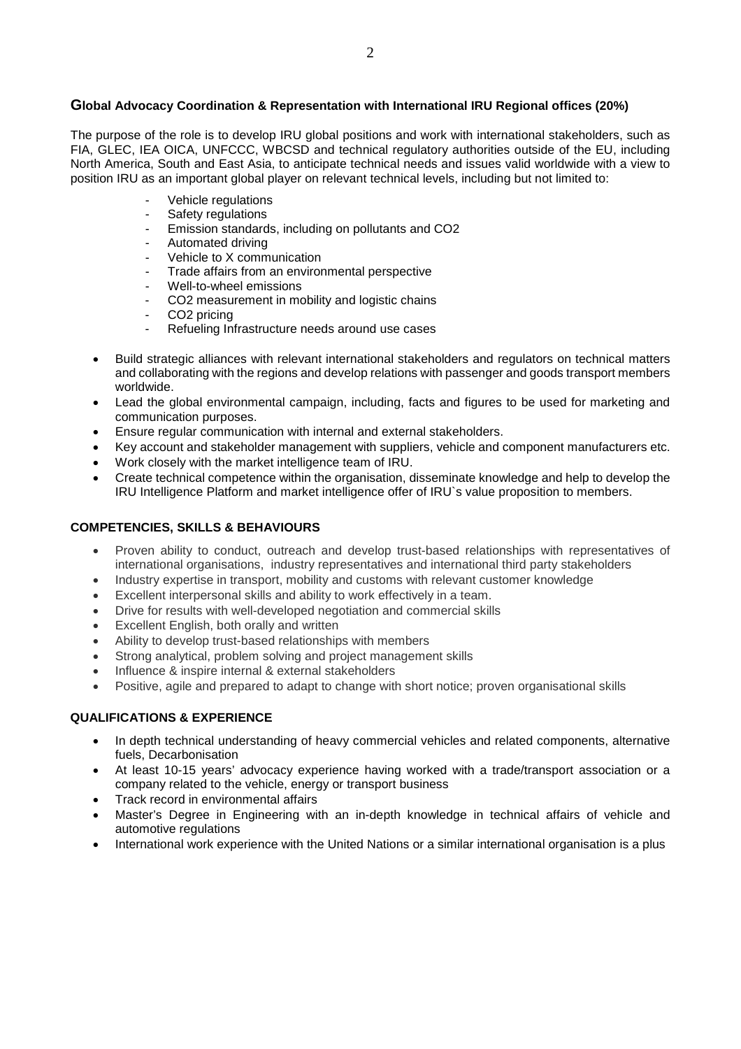## Global Advocacy Coordination & Representation with International IRU Regional offices (20%)

The purpose of the role is to develop IRU global positions and work with international stakeholders, such as FIA, GLEC, IEA OICA, UNFCCC, WBCSD and technical regulatory authorities outside of the EU, including North America, South and East Asia, to anticipate technical needs and issues valid worldwide with a view to position IRU as an important global player on relevant technical levels, including but not limited to:

- Vehicle regulations
- Safety regulations
- Emission standards, including on pollutants and $CO_2$
- Automated driving
- Vehicle to X communication
- Trade affairs from an environmental perspective
- Well-to-wheel emissions
- $CO_2$ measurement in mobility and logistic chains
- $CO_2$ pricing
- Refueling Infrastructure needs around use cases

- Build strategic alliances with relevant international stakeholders and regulators on technical matters and collaborating with the regions and develop relations with passenger and goods transport members worldwide.
- Lead the global environmental campaign, including, facts and figures to be used for marketing and communication purposes.
- Ensure regular communication with internal and external stakeholders.
- Key account and stakeholder management with suppliers, vehicle and component manufacturers etc.
- Work closely with the market intelligence team of IRU.
- Create technical competence within the organisation, disseminate knowledge and help to develop the IRU Intelligence Platform and market intelligence offer of IRU`s value proposition to members.

## COMPETENCIES, SKILLS & BEHAVIOURS

- Proven ability to conduct, outreach and develop trust-based relationships with representatives of international organisations, industry representatives and international third party stakeholders
- Industry expertise in transport, mobility and customs with relevant customer knowledge
- Excellent interpersonal skills and ability to work effectively in a team.
- Drive for results with well-developed negotiation and commercial skills
- Excellent English, both orally and written
- Ability to develop trust-based relationships with members
- Strong analytical, problem solving and project management skills
- Influence & inspire internal & external stakeholders
- Positive, agile and prepared to adapt to change with short notice; proven organisational skills

## QUALIFICATIONS & EXPERIENCE

- In depth technical understanding of heavy commercial vehicles and related components, alternative fuels, Decarbonisation
- At least 10-15 years' advocacy experience having worked with a trade/transport association or a company related to the vehicle, energy or transport business
- Track record in environmental affairs
- Master's Degree in Engineering with an in-depth knowledge in technical affairs of vehicle and automotive regulations
- International work experience with the United Nations or a similar international organisation is a plus